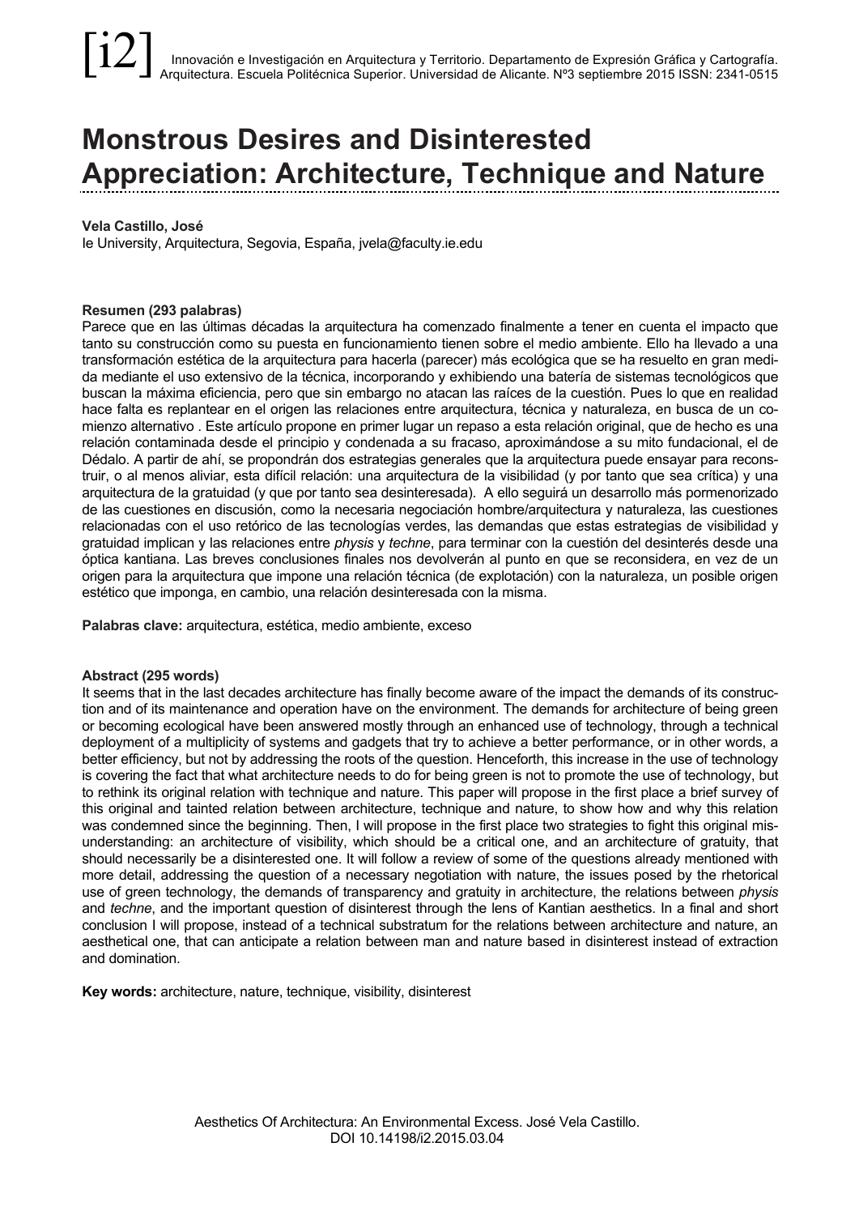# Monstrous Desires and Disinterested Appreciation: Architecture, Technique and Nature

**Vela Castillo, José**
Ie University, Arquitectura, Segovia, España, jvela@faculty.ie.edu

**Resumen (293 palabras)**
Parece que en las últimas décadas la arquitectura ha comenzado finalmente a tener en cuenta el impacto que tanto su construcción como su puesta en funcionamiento tienen sobre el medio ambiente. Ello ha llevado a una transformación estética de la arquitectura para hacerla (parecer) más ecológica que se ha resuelto en gran medida mediante el uso extensivo de la técnica, incorporando y exhibiendo una batería de sistemas tecnológicos que buscan la máxima eficiencia, pero que sin embargo no atacan las raíces de la cuestión. Pues lo que en realidad hace falta es replantear en el origen las relaciones entre arquitectura, técnica y naturaleza, en busca de un comienzo alternativo . Este artículo propone en primer lugar un repaso a esta relación original, que de hecho es una relación contaminada desde el principio y condenada a su fracaso, aproximándose a su mito fundacional, el de Dédalo. A partir de ahí, se propondrán dos estrategias generales que la arquitectura puede ensayar para reconstruir, o al menos aliviar, esta difícil relación: una arquitectura de la visibilidad (y por tanto que sea crítica) y una arquitectura de la gratuidad (y que por tanto sea desinteresada). A ello seguirá un desarrollo más pormenorizado de las cuestiones en discusión, como la necesaria negociación hombre/arquitectura y naturaleza, las cuestiones relacionadas con el uso retórico de las tecnologías verdes, las demandas que estas estrategias de visibilidad y gratuidad implican y las relaciones entre *physis* y *techne*, para terminar con la cuestión del desinterés desde una óptica kantiana. Las breves conclusiones finales nos devolverán al punto en que se reconsidera, en vez de un origen para la arquitectura que impone una relación técnica (de explotación) con la naturaleza, un posible origen estético que imponga, en cambio, una relación desinteresada con la misma.

**Palabras clave:** arquitectura, estética, medio ambiente, exceso

**Abstract (295 words)**
It seems that in the last decades architecture has finally become aware of the impact the demands of its construction and of its maintenance and operation have on the environment. The demands for architecture of being green or becoming ecological have been answered mostly through an enhanced use of technology, through a technical deployment of a multiplicity of systems and gadgets that try to achieve a better performance, or in other words, a better efficiency, but not by addressing the roots of the question. Henceforth, this increase in the use of technology is covering the fact that what architecture needs to do for being green is not to promote the use of technology, but to rethink its original relation with technique and nature. This paper will propose in the first place a brief survey of this original and tainted relation between architecture, technique and nature, to show how and why this relation was condemned since the beginning. Then, I will propose in the first place two strategies to fight this original misunderstanding: an architecture of visibility, which should be a critical one, and an architecture of gratuity, that should necessarily be a disinterested one. It will follow a review of some of the questions already mentioned with more detail, addressing the question of a necessary negotiation with nature, the issues posed by the rhetorical use of green technology, the demands of transparency and gratuity in architecture, the relations between *physis* and *techne*, and the important question of disinterest through the lens of Kantian aesthetics. In a final and short conclusion I will propose, instead of a technical substratum for the relations between architecture and nature, an aesthetical one, that can anticipate a relation between man and nature based in disinterest instead of extraction and domination.

**Key words:** architecture, nature, technique, visibility, disinterest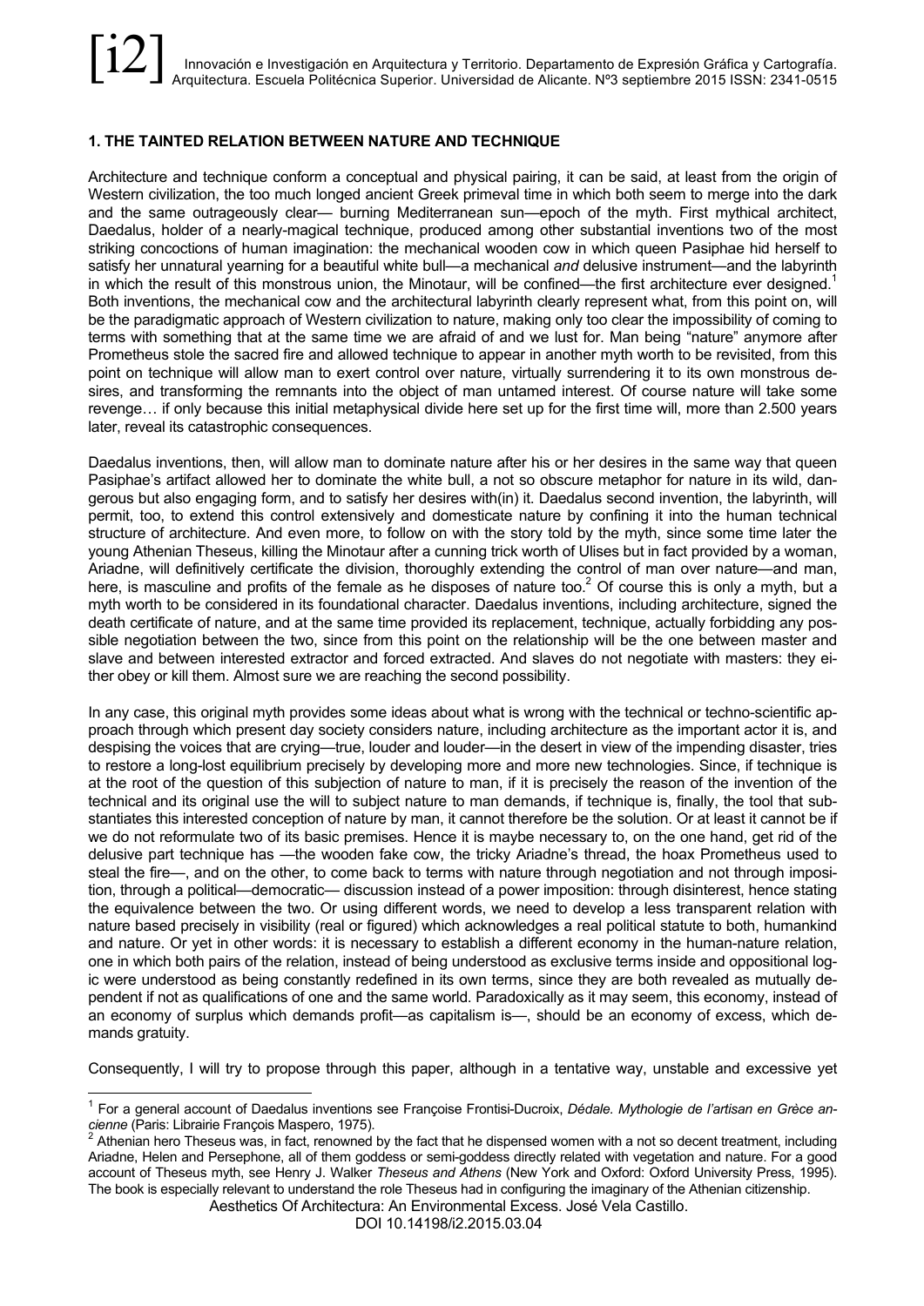## 1. THE TAINTED RELATION BETWEEN NATURE AND TECHNIQUE

Architecture and technique conform a conceptual and physical pairing, it can be said, at least from the origin of Western civilization, the too much longed ancient Greek primeval time in which both seem to merge into the dark and the same outrageously clear— burning Mediterranean sun—epoch of the myth. First mythical architect, Daedalus, holder of a nearly-magical technique, produced among other substantial inventions two of the most striking concoctions of human imagination: the mechanical wooden cow in which queen Pasiphae hid herself to satisfy her unnatural yearning for a beautiful white bull—a mechanical *and* delusive instrument—and the labyrinth in which the result of this monstrous union, the Minotaur, will be confined—the first architecture ever designed.[1] Both inventions, the mechanical cow and the architectural labyrinth clearly represent what, from this point on, will be the paradigmatic approach of Western civilization to nature, making only too clear the impossibility of coming to terms with something that at the same time we are afraid of and we lust for. Man being "nature" anymore after Prometheus stole the sacred fire and allowed technique to appear in another myth worth to be revisited, from this point on technique will allow man to exert control over nature, virtually surrendering it to its own monstrous desires, and transforming the remnants into the object of man untamed interest. Of course nature will take some revenge… if only because this initial metaphysical divide here set up for the first time will, more than 2.500 years later, reveal its catastrophic consequences.

Daedalus inventions, then, will allow man to dominate nature after his or her desires in the same way that queen Pasiphae's artifact allowed her to dominate the white bull, a not so obscure metaphor for nature in its wild, dangerous but also engaging form, and to satisfy her desires with(in) it. Daedalus second invention, the labyrinth, will permit, too, to extend this control extensively and domesticate nature by confining it into the human technical structure of architecture. And even more, to follow on with the story told by the myth, since some time later the young Athenian Theseus, killing the Minotaur after a cunning trick worth of Ulises but in fact provided by a woman, Ariadne, will definitively certificate the division, thoroughly extending the control of man over nature—and man, here, is masculine and profits of the female as he disposes of nature too.[2] Of course this is only a myth, but a myth worth to be considered in its foundational character. Daedalus inventions, including architecture, signed the death certificate of nature, and at the same time provided its replacement, technique, actually forbidding any possible negotiation between the two, since from this point on the relationship will be the one between master and slave and between interested extractor and forced extracted. And slaves do not negotiate with masters: they either obey or kill them. Almost sure we are reaching the second possibility.

In any case, this original myth provides some ideas about what is wrong with the technical or techno-scientific approach through which present day society considers nature, including architecture as the important actor it is, and despising the voices that are crying—true, louder and louder—in the desert in view of the impending disaster, tries to restore a long-lost equilibrium precisely by developing more and more new technologies. Since, if technique is at the root of the question of this subjection of nature to man, if it is precisely the reason of the invention of the technical and its original use the will to subject nature to man demands, if technique is, finally, the tool that substantiates this interested conception of nature by man, it cannot therefore be the solution. Or at least it cannot be if we do not reformulate two of its basic premises. Hence it is maybe necessary to, on the one hand, get rid of the delusive part technique has —the wooden fake cow, the tricky Ariadne's thread, the hoax Prometheus used to steal the fire—, and on the other, to come back to terms with nature through negotiation and not through imposition, through a political—democratic— discussion instead of a power imposition: through disinterest, hence stating the equivalence between the two. Or using different words, we need to develop a less transparent relation with nature based precisely in visibility (real or figured) which acknowledges a real political statute to both, humankind and nature. Or yet in other words: it is necessary to establish a different economy in the human-nature relation, one in which both pairs of the relation, instead of being understood as exclusive terms inside and oppositional logic were understood as being constantly redefined in its own terms, since they are both revealed as mutually dependent if not as qualifications of one and the same world. Paradoxically as it may seem, this economy, instead of an economy of surplus which demands profit—as capitalism is—, should be an economy of excess, which demands gratuity.

Consequently, I will try to propose through this paper, although in a tentative way, unstable and excessive yet

[1] For a general account of Daedalus inventions see Françoise Frontisi-Ducroix, *Dédale. Mythologie de l'artisan en Grèce ancienne* (Paris: Librairie François Maspero, 1975).

[2] Athenian hero Theseus was, in fact, renowned by the fact that he dispensed women with a not so decent treatment, including Ariadne, Helen and Persephone, all of them goddess or semi-goddess directly related with vegetation and nature. For a good account of Theseus myth, see Henry J. Walker *Theseus and Athens* (New York and Oxford: Oxford University Press, 1995). The book is especially relevant to understand the role Theseus had in configuring the imaginary of the Athenian citizenship.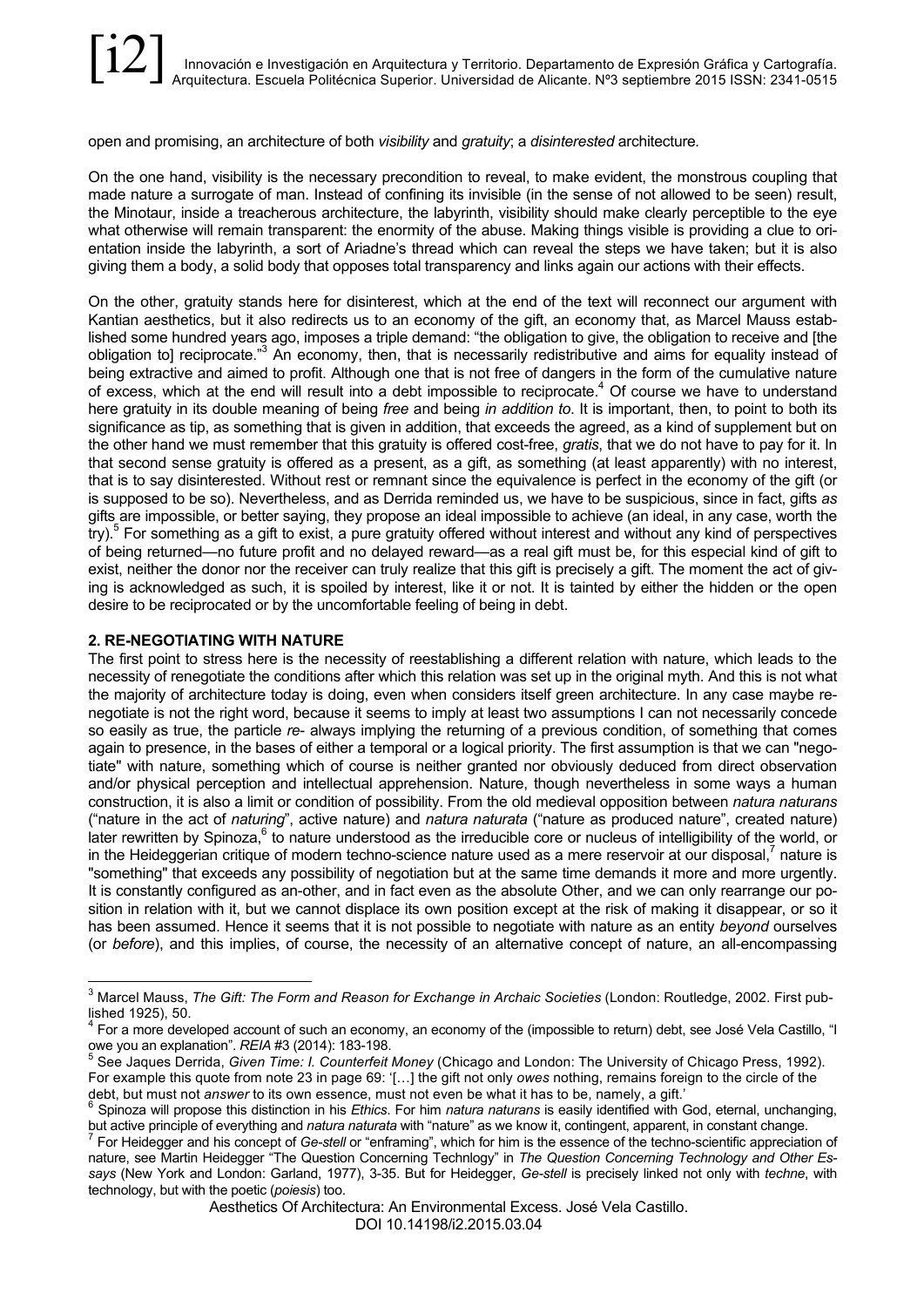open and promising, an architecture of both *visibility* and *gratuity*; a *disinterested* architecture.

On the one hand, visibility is the necessary precondition to reveal, to make evident, the monstrous coupling that made nature a surrogate of man. Instead of confining its invisible (in the sense of not allowed to be seen) result, the Minotaur, inside a treacherous architecture, the labyrinth, visibility should make clearly perceptible to the eye what otherwise will remain transparent: the enormity of the abuse. Making things visible is providing a clue to orientation inside the labyrinth, a sort of Ariadne's thread which can reveal the steps we have taken; but it is also giving them a body, a solid body that opposes total transparency and links again our actions with their effects.

On the other, gratuity stands here for disinterest, which at the end of the text will reconnect our argument with Kantian aesthetics, but it also redirects us to an economy of the gift, an economy that, as Marcel Mauss established some hundred years ago, imposes a triple demand: "the obligation to give, the obligation to receive and [the obligation to] reciprocate."[3] An economy, then, that is necessarily redistributive and aims for equality instead of being extractive and aimed to profit. Although one that is not free of dangers in the form of the cumulative nature of excess, which at the end will result into a debt impossible to reciprocate.[4] Of course we have to understand here gratuity in its double meaning of being *free* and being *in addition to*. It is important, then, to point to both its significance as tip, as something that is given in addition, that exceeds the agreed, as a kind of supplement but on the other hand we must remember that this gratuity is offered cost-free, *gratis*, that we do not have to pay for it. In that second sense gratuity is offered as a present, as a gift, as something (at least apparently) with no interest, that is to say disinterested. Without rest or remnant since the equivalence is perfect in the economy of the gift (or is supposed to be so). Nevertheless, and as Derrida reminded us, we have to be suspicious, since in fact, gifts *as* gifts are impossible, or better saying, they propose an ideal impossible to achieve (an ideal, in any case, worth the try).[5] For something as a gift to exist, a pure gratuity offered without interest and without any kind of perspectives of being returned—no future profit and no delayed reward—as a real gift must be, for this especial kind of gift to exist, neither the donor nor the receiver can truly realize that this gift is precisely a gift. The moment the act of giving is acknowledged as such, it is spoiled by interest, like it or not. It is tainted by either the hidden or the open desire to be reciprocated or by the uncomfortable feeling of being in debt.

## 2. RE-NEGOTIATING WITH NATURE

The first point to stress here is the necessity of reestablishing a different relation with nature, which leads to the necessity of renegotiate the conditions after which this relation was set up in the original myth. And this is not what the majority of architecture today is doing, even when considers itself green architecture. In any case maybe renegotiate is not the right word, because it seems to imply at least two assumptions I can not necessarily concede so easily as true, the particle *re-* always implying the returning of a previous condition, of something that comes again to presence, in the bases of either a temporal or a logical priority. The first assumption is that we can "negotiate" with nature, something which of course is neither granted nor obviously deduced from direct observation and/or physical perception and intellectual apprehension. Nature, though nevertheless in some ways a human construction, it is also a limit or condition of possibility. From the old medieval opposition between *natura naturans* ("nature in the act of *naturing*", active nature) and *natura naturata* ("nature as produced nature", created nature) later rewritten by Spinoza,[6] to nature understood as the irreducible core or nucleus of intelligibility of the world, or in the Heideggerian critique of modern techno-science nature used as a mere reservoir at our disposal,[7] nature is "something" that exceeds any possibility of negotiation but at the same time demands it more and more urgently. It is constantly configured as an-other, and in fact even as the absolute Other, and we can only rearrange our position in relation with it, but we cannot displace its own position except at the risk of making it disappear, or so it has been assumed. Hence it seems that it is not possible to negotiate with nature as an entity *beyond* ourselves (or *before*), and this implies, of course, the necessity of an alternative concept of nature, an all-encompassing

---

[3] Marcel Mauss, *The Gift: The Form and Reason for Exchange in Archaic Societies* (London: Routledge, 2002. First published 1925), 50.

[4] For a more developed account of such an economy, an economy of the (impossible to return) debt, see José Vela Castillo, "I owe you an explanation". *REIA* #3 (2014): 183-198.

[5] See Jaques Derrida, *Given Time: I. Counterfeit Money* (Chicago and London: The University of Chicago Press, 1992). For example this quote from note 23 in page 69: '[…] the gift not only *owes* nothing, remains foreign to the circle of the debt, but must not *answer* to its own essence, must not even be what it has to be, namely, a gift.'

[6] Spinoza will propose this distinction in his *Ethics*. For him *natura naturans* is easily identified with God, eternal, unchanging, but active principle of everything and *natura naturata* with "nature" as we know it, contingent, apparent, in constant change.

[7] For Heidegger and his concept of *Ge-stell* or "enframing", which for him is the essence of the techno-scientific appreciation of nature, see Martin Heidegger "The Question Concerning Technlogy" in *The Question Concerning Technology and Other Essays* (New York and London: Garland, 1977), 3-35. But for Heidegger, *Ge-stell* is precisely linked not only with *techne*, with technology, but with the poetic (*poiesis*) too.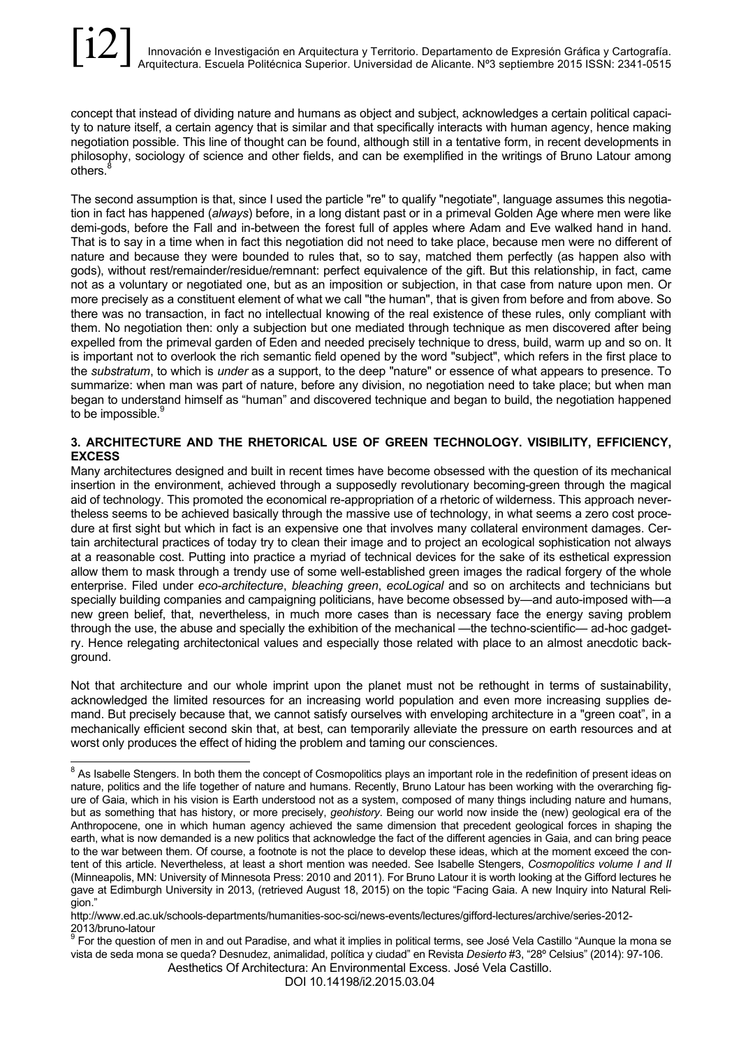concept that instead of dividing nature and humans as object and subject, acknowledges a certain political capacity to nature itself, a certain agency that is similar and that specifically interacts with human agency, hence making negotiation possible. This line of thought can be found, although still in a tentative form, in recent developments in philosophy, sociology of science and other fields, and can be exemplified in the writings of Bruno Latour among others.[8]

The second assumption is that, since I used the particle "re" to qualify "negotiate", language assumes this negotiation in fact has happened (*always*) before, in a long distant past or in a primeval Golden Age where men were like demi-gods, before the Fall and in-between the forest full of apples where Adam and Eve walked hand in hand. That is to say in a time when in fact this negotiation did not need to take place, because men were no different of nature and because they were bounded to rules that, so to say, matched them perfectly (as happen also with gods), without rest/remainder/residue/remnant: perfect equivalence of the gift. But this relationship, in fact, came not as a voluntary or negotiated one, but as an imposition or subjection, in that case from nature upon men. Or more precisely as a constituent element of what we call "the human", that is given from before and from above. So there was no transaction, in fact no intellectual knowing of the real existence of these rules, only compliant with them. No negotiation then: only a subjection but one mediated through technique as men discovered after being expelled from the primeval garden of Eden and needed precisely technique to dress, build, warm up and so on. It is important not to overlook the rich semantic field opened by the word "subject", which refers in the first place to the *substratum*, to which is *under* as a support, to the deep "nature" or essence of what appears to presence. To summarize: when man was part of nature, before any division, no negotiation need to take place; but when man began to understand himself as "human" and discovered technique and began to build, the negotiation happened to be impossible.[9]

### 3. ARCHITECTURE AND THE RHETORICAL USE OF GREEN TECHNOLOGY. VISIBILITY, EFFICIENCY, EXCESS

Many architectures designed and built in recent times have become obsessed with the question of its mechanical insertion in the environment, achieved through a supposedly revolutionary becoming-green through the magical aid of technology. This promoted the economical re-appropriation of a rhetoric of wilderness. This approach nevertheless seems to be achieved basically through the massive use of technology, in what seems a zero cost procedure at first sight but which in fact is an expensive one that involves many collateral environment damages. Certain architectural practices of today try to clean their image and to project an ecological sophistication not always at a reasonable cost. Putting into practice a myriad of technical devices for the sake of its esthetical expression allow them to mask through a trendy use of some well-established green images the radical forgery of the whole enterprise. Filed under *eco-architecture*, *bleaching green*, *ecoLogical* and so on architects and technicians but specially building companies and campaigning politicians, have become obsessed by—and auto-imposed with—a new green belief, that, nevertheless, in much more cases than is necessary face the energy saving problem through the use, the abuse and specially the exhibition of the mechanical —the techno-scientific— ad-hoc gadgetry. Hence relegating architectonical values and especially those related with place to an almost anecdotic background.

Not that architecture and our whole imprint upon the planet must not be rethought in terms of sustainability, acknowledged the limited resources for an increasing world population and even more increasing supplies demand. But precisely because that, we cannot satisfy ourselves with enveloping architecture in a "green coat", in a mechanically efficient second skin that, at best, can temporarily alleviate the pressure on earth resources and at worst only produces the effect of hiding the problem and taming our consciences.

---

[8] As Isabelle Stengers. In both them the concept of Cosmopolitics plays an important role in the redefinition of present ideas on nature, politics and the life together of nature and humans. Recently, Bruno Latour has been working with the overarching figure of Gaia, which in his vision is Earth understood not as a system, composed of many things including nature and humans, but as something that has history, or more precisely, *geohistory*. Being our world now inside the (new) geological era of the Anthropocene, one in which human agency achieved the same dimension that precedent geological forces in shaping the earth, what is now demanded is a new politics that acknowledge the fact of the different agencies in Gaia, and can bring peace to the war between them. Of course, a footnote is not the place to develop these ideas, which at the moment exceed the content of this article. Nevertheless, at least a short mention was needed. See Isabelle Stengers, *Cosmopolitics volume I and II* (Minneapolis, MN: University of Minnesota Press: 2010 and 2011). For Bruno Latour it is worth looking at the Gifford lectures he gave at Edimburgh University in 2013, (retrieved August 18, 2015) on the topic "Facing Gaia. A new Inquiry into Natural Religion."
http://www.ed.ac.uk/schools-departments/humanities-soc-sci/news-events/lectures/gifford-lectures/archive/series-2012-2013/bruno-latour

[9] For the question of men in and out Paradise, and what it implies in political terms, see José Vela Castillo "Aunque la mona se vista de seda mona se queda? Desnudez, animalidad, política y ciudad" en Revista *Desierto* #3, "28º Celsius" (2014): 97-106.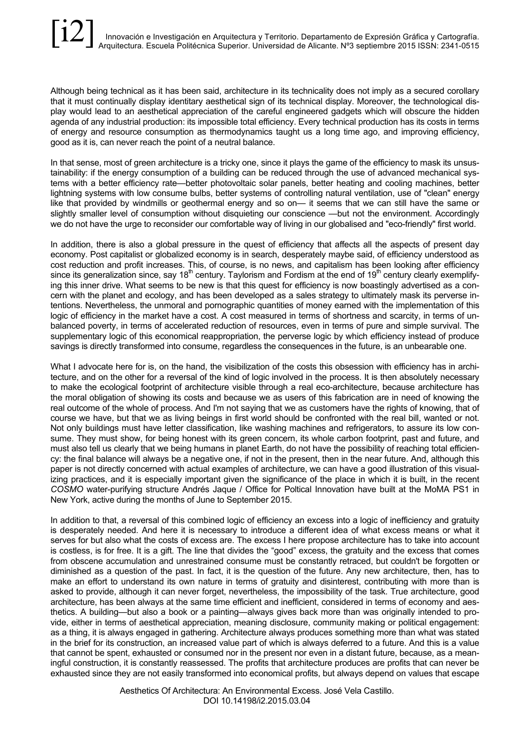Although being technical as it has been said, architecture in its technicality does not imply as a secured corollary that it must continually display identitary aesthetical sign of its technical display. Moreover, the technological display would lead to an aesthetical appreciation of the careful engineered gadgets which will obscure the hidden agenda of any industrial production: its impossible total efficiency. Every technical production has its costs in terms of energy and resource consumption as thermodynamics taught us a long time ago, and improving efficiency, good as it is, can never reach the point of a neutral balance.

In that sense, most of green architecture is a tricky one, since it plays the game of the efficiency to mask its unsustainability: if the energy consumption of a building can be reduced through the use of advanced mechanical systems with a better efficiency rate—better photovoltaic solar panels, better heating and cooling machines, better lightning systems with low consume bulbs, better systems of controlling natural ventilation, use of "clean" energy like that provided by windmills or geothermal energy and so on— it seems that we can still have the same or slightly smaller level of consumption without disquieting our conscience —but not the environment. Accordingly we do not have the urge to reconsider our comfortable way of living in our globalised and "eco-friendly" first world.

In addition, there is also a global pressure in the quest of efficiency that affects all the aspects of present day economy. Post capitalist or globalized economy is in search, desperately maybe said, of efficiency understood as cost reduction and profit increases. This, of course, is no news, and capitalism has been looking after efficiency since its generalization since, say 18th century. Taylorism and Fordism at the end of 19th century clearly exemplifying this inner drive. What seems to be new is that this quest for efficiency is now boastingly advertised as a concern with the planet and ecology, and has been developed as a sales strategy to ultimately mask its perverse intentions. Nevertheless, the unmoral and pornographic quantities of money earned with the implementation of this logic of efficiency in the market have a cost. A cost measured in terms of shortness and scarcity, in terms of unbalanced poverty, in terms of accelerated reduction of resources, even in terms of pure and simple survival. The supplementary logic of this economical reappropriation, the perverse logic by which efficiency instead of produce savings is directly transformed into consume, regardless the consequences in the future, is an unbearable one.

What I advocate here for is, on the hand, the visibilization of the costs this obsession with efficiency has in architecture, and on the other for a reversal of the kind of logic involved in the process. It is then absolutely necessary to make the ecological footprint of architecture visible through a real eco-architecture, because architecture has the moral obligation of showing its costs and because we as users of this fabrication are in need of knowing the real outcome of the whole of process. And I'm not saying that we as customers have the rights of knowing, that of course we have, but that we as living beings in first world should be confronted with the real bill, wanted or not. Not only buildings must have letter classification, like washing machines and refrigerators, to assure its low consume. They must show, for being honest with its green concern, its whole carbon footprint, past and future, and must also tell us clearly that we being humans in planet Earth, do not have the possibility of reaching total efficiency: the final balance will always be a negative one, if not in the present, then in the near future. And, although this paper is not directly concerned with actual examples of architecture, we can have a good illustration of this visualizing practices, and it is especially important given the significance of the place in which it is built, in the recent *COSMO* water-purifying structure Andrés Jaque / Office for Poltical Innovation have built at the MoMA PS1 in New York, active during the months of June to September 2015.

In addition to that, a reversal of this combined logic of efficiency an excess into a logic of inefficiency and gratuity is desperately needed. And here it is necessary to introduce a different idea of what excess means or what it serves for but also what the costs of excess are. The excess I here propose architecture has to take into account is costless, is for free. It is a gift. The line that divides the "good" excess, the gratuity and the excess that comes from obscene accumulation and unrestrained consume must be constantly retraced, but couldn't be forgotten or diminished as a question of the past. In fact, it is the question of the future. Any new architecture, then, has to make an effort to understand its own nature in terms of gratuity and disinterest, contributing with more than is asked to provide, although it can never forget, nevertheless, the impossibility of the task. True architecture, good architecture, has been always at the same time efficient and inefficient, considered in terms of economy and aesthetics. A building—but also a book or a painting—always gives back more than was originally intended to provide, either in terms of aesthetical appreciation, meaning disclosure, community making or political engagement: as a thing, it is always engaged in gathering. Architecture always produces something more than what was stated in the brief for its construction, an increased value part of which is always deferred to a future. And this is a value that cannot be spent, exhausted or consumed nor in the present nor even in a distant future, because, as a meaningful construction, it is constantly reassessed. The profits that architecture produces are profits that can never be exhausted since they are not easily transformed into economical profits, but always depend on values that escape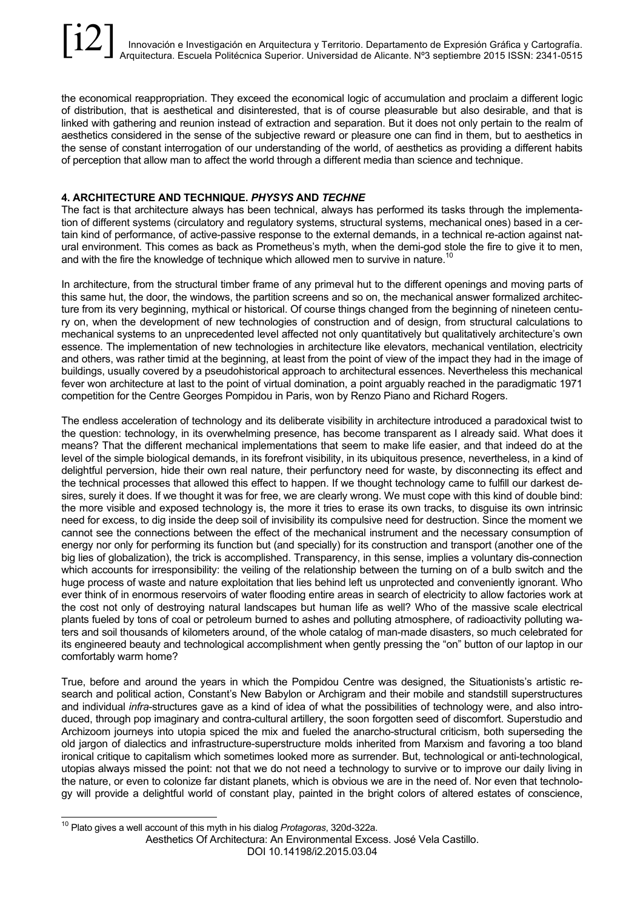the economical reappropriation. They exceed the economical logic of accumulation and proclaim a different logic of distribution, that is aesthetical and disinterested, that is of course pleasurable but also desirable, and that is linked with gathering and reunion instead of extraction and separation. But it does not only pertain to the realm of aesthetics considered in the sense of the subjective reward or pleasure one can find in them, but to aesthetics in the sense of constant interrogation of our understanding of the world, of aesthetics as providing a different habits of perception that allow man to affect the world through a different media than science and technique.

## 4. ARCHITECTURE AND TECHNIQUE. *PHYSYS* AND *TECHNE*

The fact is that architecture always has been technical, always has performed its tasks through the implementation of different systems (circulatory and regulatory systems, structural systems, mechanical ones) based in a certain kind of performance, of active-passive response to the external demands, in a technical re-action against natural environment. This comes as back as Prometheus's myth, when the demi-god stole the fire to give it to men, and with the fire the knowledge of technique which allowed men to survive in nature.[10]

In architecture, from the structural timber frame of any primeval hut to the different openings and moving parts of this same hut, the door, the windows, the partition screens and so on, the mechanical answer formalized architecture from its very beginning, mythical or historical. Of course things changed from the beginning of nineteen century on, when the development of new technologies of construction and of design, from structural calculations to mechanical systems to an unprecedented level affected not only quantitatively but qualitatively architecture's own essence. The implementation of new technologies in architecture like elevators, mechanical ventilation, electricity and others, was rather timid at the beginning, at least from the point of view of the impact they had in the image of buildings, usually covered by a pseudohistorical approach to architectural essences. Nevertheless this mechanical fever won architecture at last to the point of virtual domination, a point arguably reached in the paradigmatic 1971 competition for the Centre Georges Pompidou in Paris, won by Renzo Piano and Richard Rogers.

The endless acceleration of technology and its deliberate visibility in architecture introduced a paradoxical twist to the question: technology, in its overwhelming presence, has become transparent as I already said. What does it means? That the different mechanical implementations that seem to make life easier, and that indeed do at the level of the simple biological demands, in its forefront visibility, in its ubiquitous presence, nevertheless, in a kind of delightful perversion, hide their own real nature, their perfunctory need for waste, by disconnecting its effect and the technical processes that allowed this effect to happen. If we thought technology came to fulfill our darkest desires, surely it does. If we thought it was for free, we are clearly wrong. We must cope with this kind of double bind: the more visible and exposed technology is, the more it tries to erase its own tracks, to disguise its own intrinsic need for excess, to dig inside the deep soil of invisibility its compulsive need for destruction. Since the moment we cannot see the connections between the effect of the mechanical instrument and the necessary consumption of energy nor only for performing its function but (and specially) for its construction and transport (another one of the big lies of globalization), the trick is accomplished. Transparency, in this sense, implies a voluntary dis-connection which accounts for irresponsibility: the veiling of the relationship between the turning on of a bulb switch and the huge process of waste and nature exploitation that lies behind left us unprotected and conveniently ignorant. Who ever think of in enormous reservoirs of water flooding entire areas in search of electricity to allow factories work at the cost not only of destroying natural landscapes but human life as well? Who of the massive scale electrical plants fueled by tons of coal or petroleum burned to ashes and polluting atmosphere, of radioactivity polluting waters and soil thousands of kilometers around, of the whole catalog of man-made disasters, so much celebrated for its engineered beauty and technological accomplishment when gently pressing the "on" button of our laptop in our comfortably warm home?

True, before and around the years in which the Pompidou Centre was designed, the Situationists's artistic research and political action, Constant's New Babylon or Archigram and their mobile and standstill superstructures and individual *infra*-structures gave as a kind of idea of what the possibilities of technology were, and also introduced, through pop imaginary and contra-cultural artillery, the soon forgotten seed of discomfort. Superstudio and Archizoom journeys into utopia spiced the mix and fueled the anarcho-structural criticism, both superseding the old jargon of dialectics and infrastructure-superstructure molds inherited from Marxism and favoring a too bland ironical critique to capitalism which sometimes looked more as surrender. But, technological or anti-technological, utopias always missed the point: not that we do not need a technology to survive or to improve our daily living in the nature, or even to colonize far distant planets, which is obvious we are in the need of. Nor even that technology will provide a delightful world of constant play, painted in the bright colors of altered estates of conscience,

[10] Plato gives a well account of this myth in his dialog *Protagoras*, 320d-322a.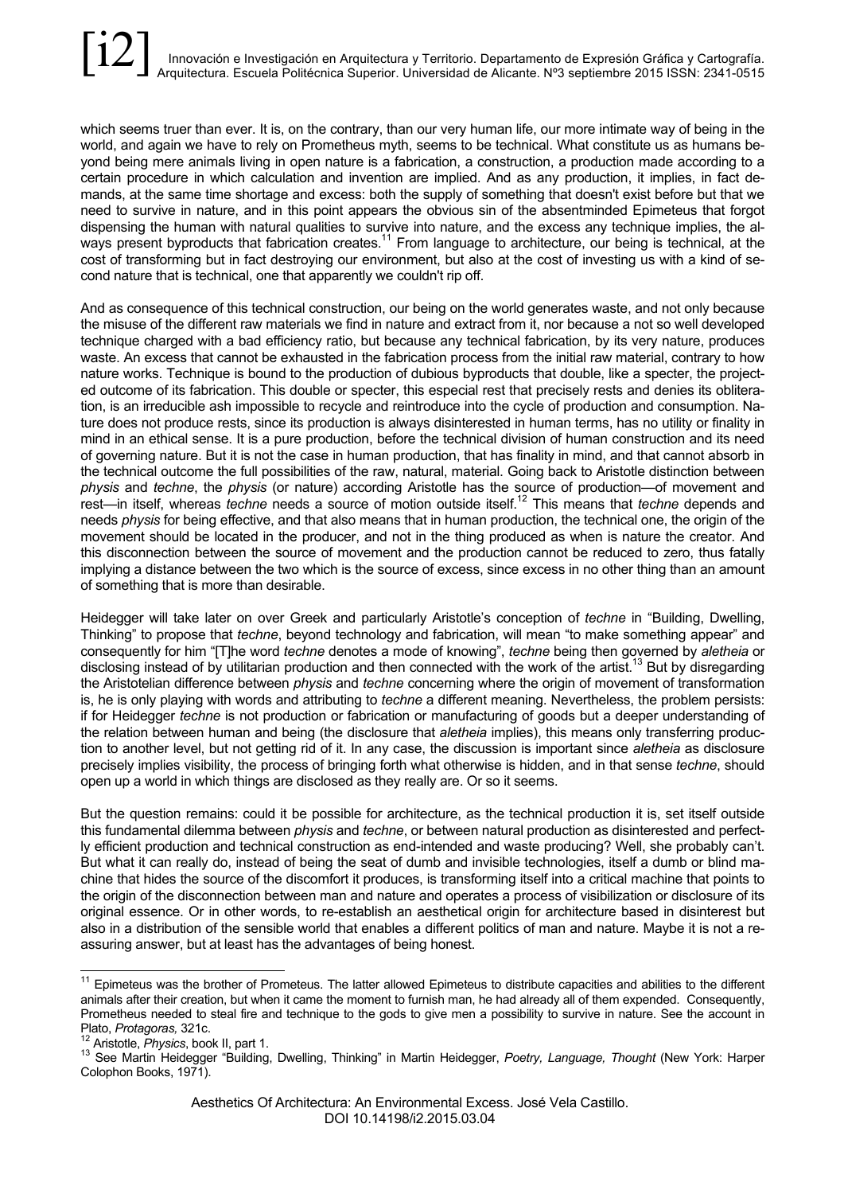which seems truer than ever. It is, on the contrary, than our very human life, our more intimate way of being in the world, and again we have to rely on Prometheus myth, seems to be technical. What constitute us as humans beyond being mere animals living in open nature is a fabrication, a construction, a production made according to a certain procedure in which calculation and invention are implied. And as any production, it implies, in fact demands, at the same time shortage and excess: both the supply of something that doesn't exist before but that we need to survive in nature, and in this point appears the obvious sin of the absentminded Epimeteus that forgot dispensing the human with natural qualities to survive into nature, and the excess any technique implies, the always present byproducts that fabrication creates.[11] From language to architecture, our being is technical, at the cost of transforming but in fact destroying our environment, but also at the cost of investing us with a kind of second nature that is technical, one that apparently we couldn't rip off.

And as consequence of this technical construction, our being on the world generates waste, and not only because the misuse of the different raw materials we find in nature and extract from it, nor because a not so well developed technique charged with a bad efficiency ratio, but because any technical fabrication, by its very nature, produces waste. An excess that cannot be exhausted in the fabrication process from the initial raw material, contrary to how nature works. Technique is bound to the production of dubious byproducts that double, like a specter, the projected outcome of its fabrication. This double or specter, this especial rest that precisely rests and denies its obliteration, is an irreducible ash impossible to recycle and reintroduce into the cycle of production and consumption. Nature does not produce rests, since its production is always disinterested in human terms, has no utility or finality in mind in an ethical sense. It is a pure production, before the technical division of human construction and its need of governing nature. But it is not the case in human production, that has finality in mind, and that cannot absorb in the technical outcome the full possibilities of the raw, natural, material. Going back to Aristotle distinction between *physis* and *techne*, the *physis* (or nature) according Aristotle has the source of production—of movement and rest—in itself, whereas *techne* needs a source of motion outside itself.[12] This means that *techne* depends and needs *physis* for being effective, and that also means that in human production, the technical one, the origin of the movement should be located in the producer, and not in the thing produced as when is nature the creator. And this disconnection between the source of movement and the production cannot be reduced to zero, thus fatally implying a distance between the two which is the source of excess, since excess in no other thing than an amount of something that is more than desirable.

Heidegger will take later on over Greek and particularly Aristotle's conception of *techne* in "Building, Dwelling, Thinking" to propose that *techne*, beyond technology and fabrication, will mean "to make something appear" and consequently for him "[T]he word *techne* denotes a mode of knowing", *techne* being then governed by *aletheia* or disclosing instead of by utilitarian production and then connected with the work of the artist.[13] But by disregarding the Aristotelian difference between *physis* and *techne* concerning where the origin of movement of transformation is, he is only playing with words and attributing to *techne* a different meaning. Nevertheless, the problem persists: if for Heidegger *techne* is not production or fabrication or manufacturing of goods but a deeper understanding of the relation between human and being (the disclosure that *aletheia* implies), this means only transferring production to another level, but not getting rid of it. In any case, the discussion is important since *aletheia* as disclosure precisely implies visibility, the process of bringing forth what otherwise is hidden, and in that sense *techne*, should open up a world in which things are disclosed as they really are. Or so it seems.

But the question remains: could it be possible for architecture, as the technical production it is, set itself outside this fundamental dilemma between *physis* and *techne*, or between natural production as disinterested and perfectly efficient production and technical construction as end-intended and waste producing? Well, she probably can't. But what it can really do, instead of being the seat of dumb and invisible technologies, itself a dumb or blind machine that hides the source of the discomfort it produces, is transforming itself into a critical machine that points to the origin of the disconnection between man and nature and operates a process of visibilization or disclosure of its original essence. Or in other words, to re-establish an aesthetical origin for architecture based in disinterest but also in a distribution of the sensible world that enables a different politics of man and nature. Maybe it is not a reassuring answer, but at least has the advantages of being honest.

---

[11] Epimeteus was the brother of Prometeus. The latter allowed Epimeteus to distribute capacities and abilities to the different animals after their creation, but when it came the moment to furnish man, he had already all of them expended. Consequently, Prometheus needed to steal fire and technique to the gods to give men a possibility to survive in nature. See the account in Plato, *Protagoras,* 321c.

[12] Aristotle, *Physics*, book II, part 1.

[13] See Martin Heidegger "Building, Dwelling, Thinking" in Martin Heidegger, *Poetry, Language, Thought* (New York: Harper Colophon Books, 1971).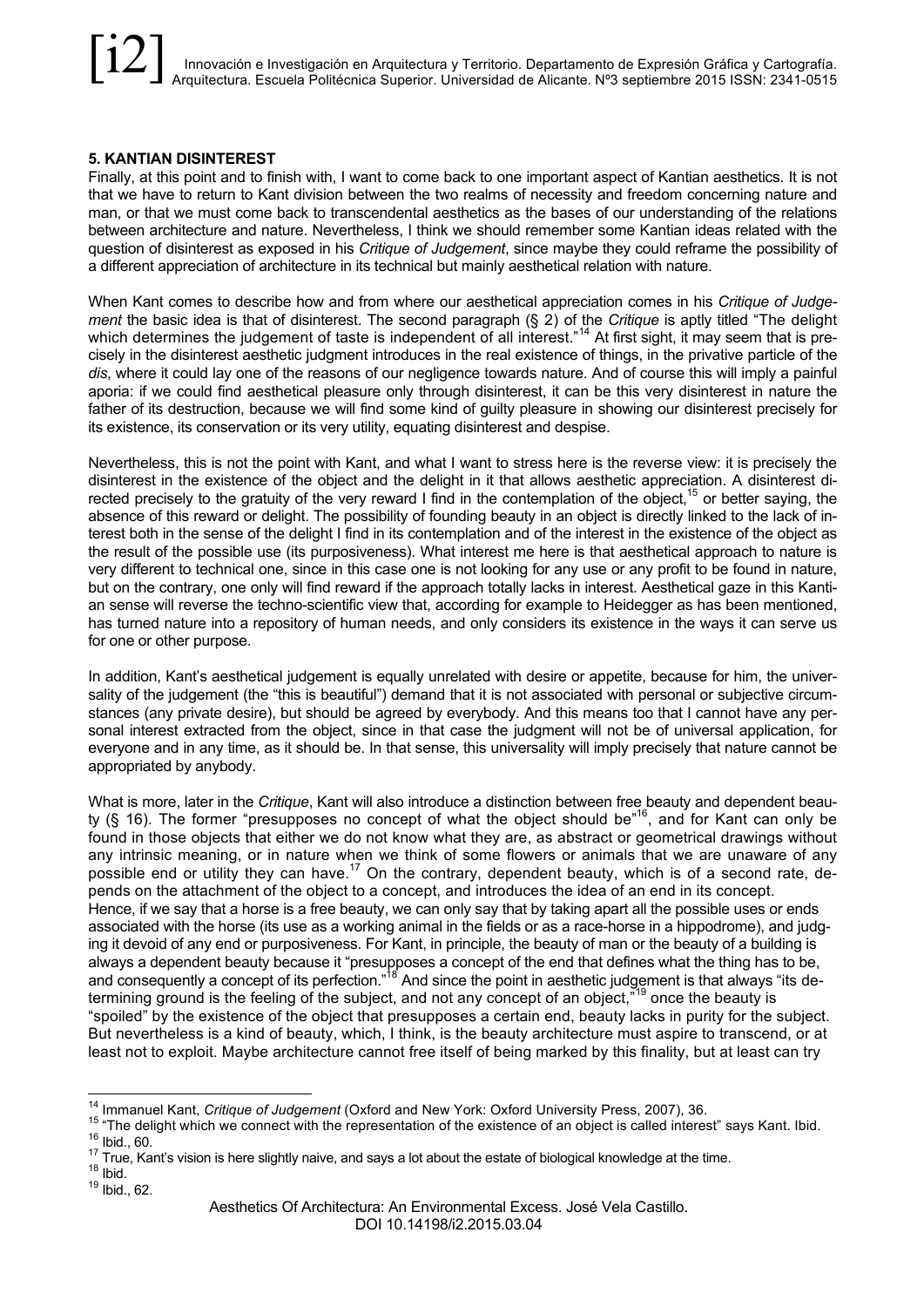## 5. KANTIAN DISINTEREST

Finally, at this point and to finish with, I want to come back to one important aspect of Kantian aesthetics. It is not that we have to return to Kant division between the two realms of necessity and freedom concerning nature and man, or that we must come back to transcendental aesthetics as the bases of our understanding of the relations between architecture and nature. Nevertheless, I think we should remember some Kantian ideas related with the question of disinterest as exposed in his *Critique of Judgement*, since maybe they could reframe the possibility of a different appreciation of architecture in its technical but mainly aesthetical relation with nature.

When Kant comes to describe how and from where our aesthetical appreciation comes in his *Critique of Judgement* the basic idea is that of disinterest. The second paragraph (§ 2) of the *Critique* is aptly titled "The delight which determines the judgement of taste is independent of all interest."[14] At first sight, it may seem that is precisely in the disinterest aesthetic judgment introduces in the real existence of things, in the privative particle of the *dis*, where it could lay one of the reasons of our negligence towards nature. And of course this will imply a painful aporia: if we could find aesthetical pleasure only through disinterest, it can be this very disinterest in nature the father of its destruction, because we will find some kind of guilty pleasure in showing our disinterest precisely for its existence, its conservation or its very utility, equating disinterest and despise.

Nevertheless, this is not the point with Kant, and what I want to stress here is the reverse view: it is precisely the disinterest in the existence of the object and the delight in it that allows aesthetic appreciation. A disinterest directed precisely to the gratuity of the very reward I find in the contemplation of the object,[15] or better saying, the absence of this reward or delight. The possibility of founding beauty in an object is directly linked to the lack of interest both in the sense of the delight I find in its contemplation and of the interest in the existence of the object as the result of the possible use (its purposiveness). What interest me here is that aesthetical approach to nature is very different to technical one, since in this case one is not looking for any use or any profit to be found in nature, but on the contrary, one only will find reward if the approach totally lacks in interest. Aesthetical gaze in this Kantian sense will reverse the techno-scientific view that, according for example to Heidegger as has been mentioned, has turned nature into a repository of human needs, and only considers its existence in the ways it can serve us for one or other purpose.

In addition, Kant's aesthetical judgement is equally unrelated with desire or appetite, because for him, the universality of the judgement (the "this is beautiful") demand that it is not associated with personal or subjective circumstances (any private desire), but should be agreed by everybody. And this means too that I cannot have any personal interest extracted from the object, since in that case the judgment will not be of universal application, for everyone and in any time, as it should be. In that sense, this universality will imply precisely that nature cannot be appropriated by anybody.

What is more, later in the *Critique*, Kant will also introduce a distinction between free beauty and dependent beauty (§ 16). The former "presupposes no concept of what the object should be"[16], and for Kant can only be found in those objects that either we do not know what they are, as abstract or geometrical drawings without any intrinsic meaning, or in nature when we think of some flowers or animals that we are unaware of any possible end or utility they can have.[17] On the contrary, dependent beauty, which is of a second rate, depends on the attachment of the object to a concept, and introduces the idea of an end in its concept.
Hence, if we say that a horse is a free beauty, we can only say that by taking apart all the possible uses or ends associated with the horse (its use as a working animal in the fields or as a race-horse in a hippodrome), and judging it devoid of any end or purposiveness. For Kant, in principle, the beauty of man or the beauty of a building is always a dependent beauty because it "presupposes a concept of the end that defines what the thing has to be, and consequently a concept of its perfection."[18] And since the point in aesthetic judgement is that always "its determining ground is the feeling of the subject, and not any concept of an object,"[19] once the beauty is "spoiled" by the existence of the object that presupposes a certain end, beauty lacks in purity for the subject. But nevertheless is a kind of beauty, which, I think, is the beauty architecture must aspire to transcend, or at least not to exploit. Maybe architecture cannot free itself of being marked by this finality, but at least can try

---

[14] Immanuel Kant, *Critique of Judgement* (Oxford and New York: Oxford University Press, 2007), 36.
[15] "The delight which we connect with the representation of the existence of an object is called interest" says Kant. Ibid.
[16] Ibid., 60.
[17] True, Kant's vision is here slightly naive, and says a lot about the estate of biological knowledge at the time.
[18] Ibid.
[19] Ibid., 62.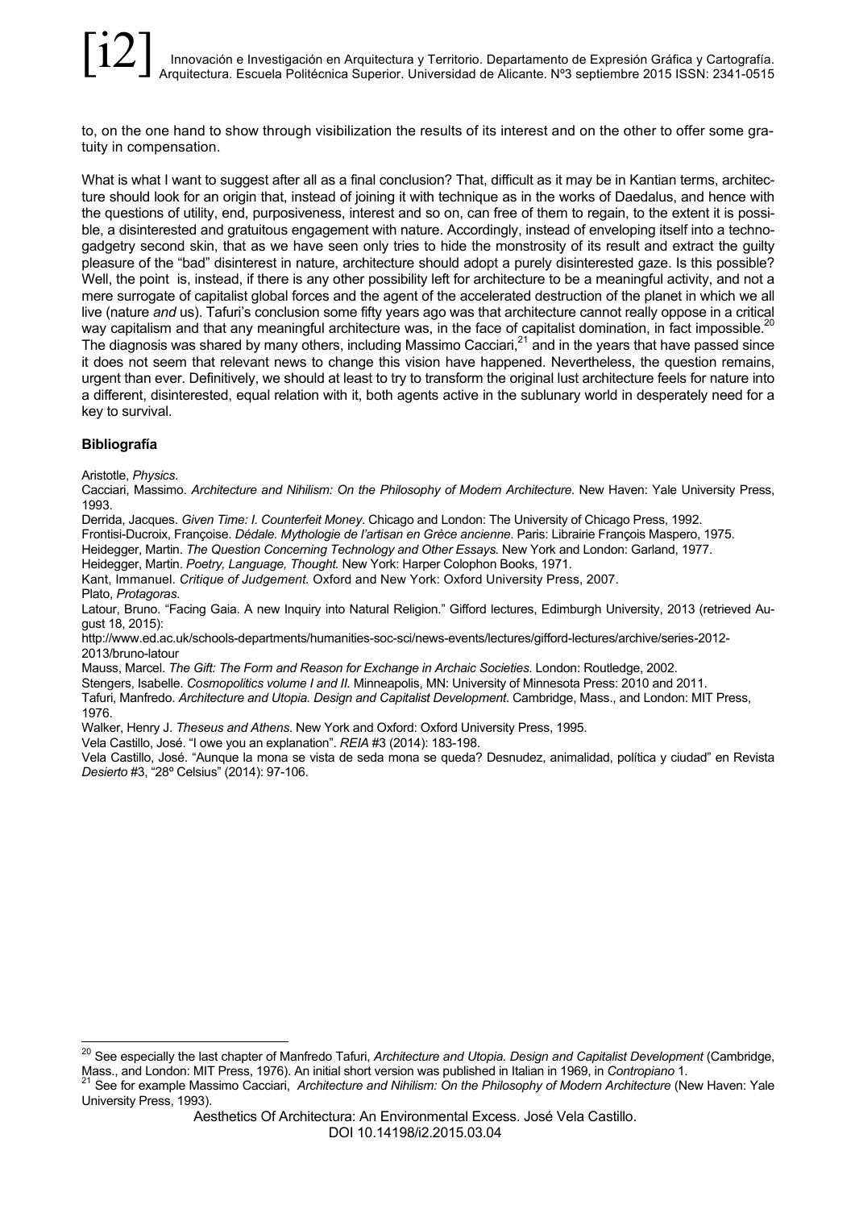to, on the one hand to show through visibilization the results of its interest and on the other to offer some gratuity in compensation.

What is what I want to suggest after all as a final conclusion? That, difficult as it may be in Kantian terms, architecture should look for an origin that, instead of joining it with technique as in the works of Daedalus, and hence with the questions of utility, end, purposiveness, interest and so on, can free of them to regain, to the extent it is possible, a disinterested and gratuitous engagement with nature. Accordingly, instead of enveloping itself into a techno-gadgetry second skin, that as we have seen only tries to hide the monstrosity of its result and extract the guilty pleasure of the "bad" disinterest in nature, architecture should adopt a purely disinterested gaze. Is this possible? Well, the point is, instead, if there is any other possibility left for architecture to be a meaningful activity, and not a mere surrogate of capitalist global forces and the agent of the accelerated destruction of the planet in which we all live (nature *and* us). Tafuri's conclusion some fifty years ago was that architecture cannot really oppose in a critical way capitalism and that any meaningful architecture was, in the face of capitalist domination, in fact impossible.[20] The diagnosis was shared by many others, including Massimo Cacciari,[21] and in the years that have passed since it does not seem that relevant news to change this vision have happened. Nevertheless, the question remains, urgent than ever. Definitively, we should at least to try to transform the original lust architecture feels for nature into a different, disinterested, equal relation with it, both agents active in the sublunary world in desperately need for a key to survival.

**Bibliografía**

Aristotle, *Physics*.

Cacciari, Massimo. *Architecture and Nihilism: On the Philosophy of Modern Architecture.* New Haven: Yale University Press, 1993.

Derrida, Jacques. *Given Time: I. Counterfeit Money*. Chicago and London: The University of Chicago Press, 1992.

Frontisi-Ducroix, Françoise. *Dédale. Mythologie de l'artisan en Grèce ancienne*. Paris: Librairie François Maspero, 1975.

Heidegger, Martin. *The Question Concerning Technology and Other Essays.* New York and London: Garland, 1977.

Heidegger, Martin. *Poetry, Language, Thought.* New York: Harper Colophon Books, 1971.

Kant, Immanuel. *Critique of Judgement.* Oxford and New York: Oxford University Press, 2007.

Plato, *Protagoras*.

Latour, Bruno. "Facing Gaia. A new Inquiry into Natural Religion." Gifford lectures, Edimburgh University, 2013 (retrieved August 18, 2015):
http://www.ed.ac.uk/schools-departments/humanities-soc-sci/news-events/lectures/gifford-lectures/archive/series-2012-2013/bruno-latour

Mauss, Marcel. *The Gift: The Form and Reason for Exchange in Archaic Societies*. London: Routledge, 2002.

Stengers, Isabelle. *Cosmopolitics volume I and II.* Minneapolis, MN: University of Minnesota Press: 2010 and 2011.

Tafuri, Manfredo. *Architecture and Utopia. Design and Capitalist Development*. Cambridge, Mass., and London: MIT Press, 1976.

Walker, Henry J. *Theseus and Athens*. New York and Oxford: Oxford University Press, 1995.

Vela Castillo, José. "I owe you an explanation". *REIA* #3 (2014): 183-198.

Vela Castillo, José. "Aunque la mona se vista de seda mona se queda? Desnudez, animalidad, política y ciudad" en Revista *Desierto* #3, "28º Celsius" (2014): 97-106.

---

[20] See especially the last chapter of Manfredo Tafuri, *Architecture and Utopia. Design and Capitalist Development* (Cambridge, Mass., and London: MIT Press, 1976). An initial short version was published in Italian in 1969, in *Contropiano* 1.

[21] See for example Massimo Cacciari, *Architecture and Nihilism: On the Philosophy of Modern Architecture* (New Haven: Yale University Press, 1993).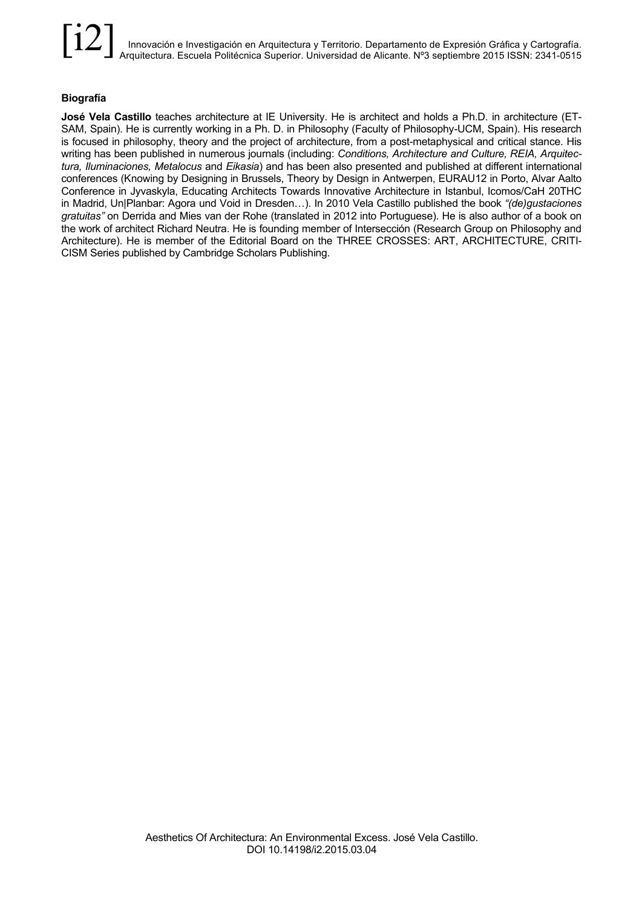**Biografía**

**José Vela Castillo** teaches architecture at IE University. He is architect and holds a Ph.D. in architecture (ETSAM, Spain). He is currently working in a Ph. D. in Philosophy (Faculty of Philosophy-UCM, Spain). His research is focused in philosophy, theory and the project of architecture, from a post-metaphysical and critical stance. His writing has been published in numerous journals (including: *Conditions, Architecture and Culture, REIA, Arquitectura, Iluminaciones, Metalocus* and *Eikasia*) and has been also presented and published at different international conferences (Knowing by Designing in Brussels, Theory by Design in Antwerpen, EURAU12 in Porto, Alvar Aalto Conference in Jyvaskyla, Educating Architects Towards Innovative Architecture in Istanbul, Icomos/CaH 20THC in Madrid, Un|Planbar: Agora und Void in Dresden…). In 2010 Vela Castillo published the book *"(de)gustaciones gratuitas"* on Derrida and Mies van der Rohe (translated in 2012 into Portuguese). He is also author of a book on the work of architect Richard Neutra. He is founding member of Intersección (Research Group on Philosophy and Architecture). He is member of the Editorial Board on the THREE CROSSES: ART, ARCHITECTURE, CRITICISM Series published by Cambridge Scholars Publishing.